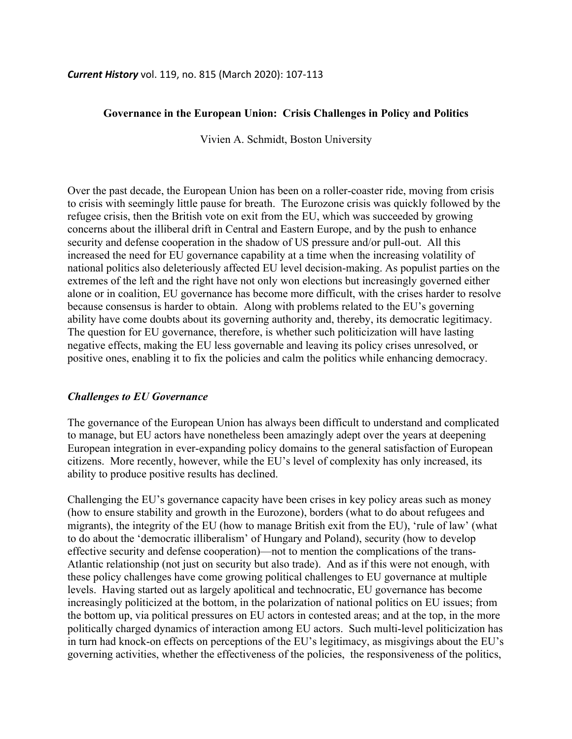*Current History* vol. 119, no. 815 (March 2020): 107-113

# Governance in the European Union: Crisis Challenges in Policy and Politics

Vivien A. Schmidt, Boston University

Over the past decade, the European Union has been on a roller-coaster ride, moving from crisis to crisis with seemingly little pause for breath. The Eurozone crisis was quickly followed by the refugee crisis, then the British vote on exit from the EU, which was succeeded by growing concerns about the illiberal drift in Central and Eastern Europe, and by the push to enhance security and defense cooperation in the shadow of US pressure and/or pull-out. All this increased the need for EU governance capability at a time when the increasing volatility of national politics also deleteriously affected EU level decision-making. As populist parties on the extremes of the left and the right have not only won elections but increasingly governed either alone or in coalition, EU governance has become more difficult, with the crises harder to resolve because consensus is harder to obtain. Along with problems related to the EU's governing ability have come doubts about its governing authority and, thereby, its democratic legitimacy. The question for EU governance, therefore, is whether such politicization will have lasting negative effects, making the EU less governable and leaving its policy crises unresolved, or positive ones, enabling it to fix the policies and calm the politics while enhancing democracy.

## *Challenges to EU Governance*

The governance of the European Union has always been difficult to understand and complicated to manage, but EU actors have nonetheless been amazingly adept over the years at deepening European integration in ever-expanding policy domains to the general satisfaction of European citizens. More recently, however, while the EU's level of complexity has only increased, its ability to produce positive results has declined.

Challenging the EU's governance capacity have been crises in key policy areas such as money (how to ensure stability and growth in the Eurozone), borders (what to do about refugees and migrants), the integrity of the EU (how to manage British exit from the EU), 'rule of law' (what to do about the 'democratic illiberalism' of Hungary and Poland), security (how to develop effective security and defense cooperation)—not to mention the complications of the trans-Atlantic relationship (not just on security but also trade). And as if this were not enough, with these policy challenges have come growing political challenges to EU governance at multiple levels. Having started out as largely apolitical and technocratic, EU governance has become increasingly politicized at the bottom, in the polarization of national politics on EU issues; from the bottom up, via political pressures on EU actors in contested areas; and at the top, in the more politically charged dynamics of interaction among EU actors. Such multi-level politicization has in turn had knock-on effects on perceptions of the EU's legitimacy, as misgivings about the EU's governing activities, whether the effectiveness of the policies, the responsiveness of the politics,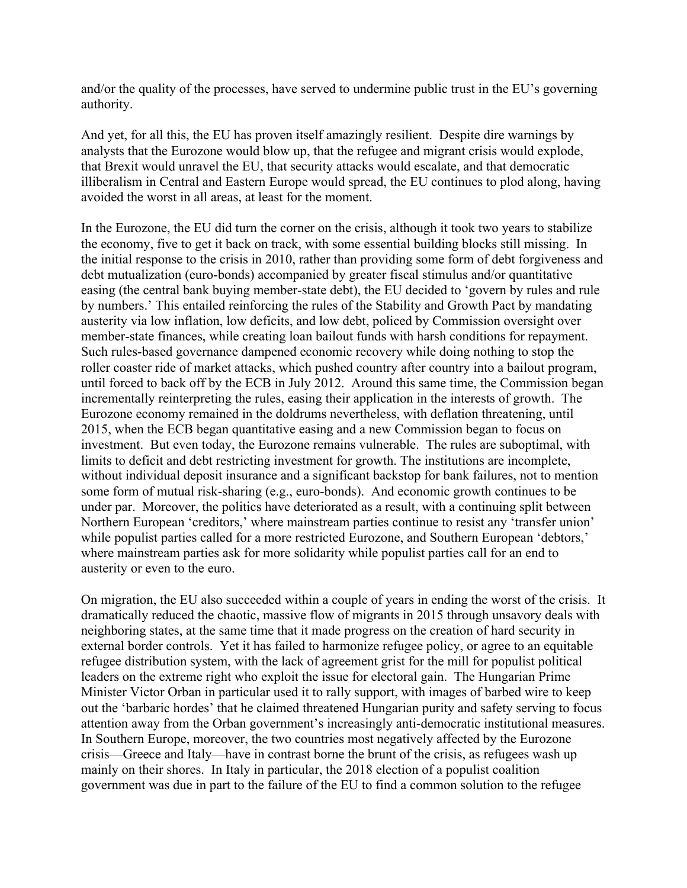and/or the quality of the processes, have served to undermine public trust in the EU's governing authority.

And yet, for all this, the EU has proven itself amazingly resilient. Despite dire warnings by analysts that the Eurozone would blow up, that the refugee and migrant crisis would explode, that Brexit would unravel the EU, that security attacks would escalate, and that democratic illiberalism in Central and Eastern Europe would spread, the EU continues to plod along, having avoided the worst in all areas, at least for the moment.

In the Eurozone, the EU did turn the corner on the crisis, although it took two years to stabilize the economy, five to get it back on track, with some essential building blocks still missing. In the initial response to the crisis in 2010, rather than providing some form of debt forgiveness and debt mutualization (euro-bonds) accompanied by greater fiscal stimulus and/or quantitative easing (the central bank buying member-state debt), the EU decided to 'govern by rules and rule by numbers.' This entailed reinforcing the rules of the Stability and Growth Pact by mandating austerity via low inflation, low deficits, and low debt, policed by Commission oversight over member-state finances, while creating loan bailout funds with harsh conditions for repayment. Such rules-based governance dampened economic recovery while doing nothing to stop the roller coaster ride of market attacks, which pushed country after country into a bailout program, until forced to back off by the ECB in July 2012. Around this same time, the Commission began incrementally reinterpreting the rules, easing their application in the interests of growth. The Eurozone economy remained in the doldrums nevertheless, with deflation threatening, until 2015, when the ECB began quantitative easing and a new Commission began to focus on investment. But even today, the Eurozone remains vulnerable. The rules are suboptimal, with limits to deficit and debt restricting investment for growth. The institutions are incomplete, without individual deposit insurance and a significant backstop for bank failures, not to mention some form of mutual risk-sharing (e.g., euro-bonds). And economic growth continues to be under par. Moreover, the politics have deteriorated as a result, with a continuing split between Northern European 'creditors,' where mainstream parties continue to resist any 'transfer union' while populist parties called for a more restricted Eurozone, and Southern European 'debtors,' where mainstream parties ask for more solidarity while populist parties call for an end to austerity or even to the euro.

On migration, the EU also succeeded within a couple of years in ending the worst of the crisis. It dramatically reduced the chaotic, massive flow of migrants in 2015 through unsavory deals with neighboring states, at the same time that it made progress on the creation of hard security in external border controls. Yet it has failed to harmonize refugee policy, or agree to an equitable refugee distribution system, with the lack of agreement grist for the mill for populist political leaders on the extreme right who exploit the issue for electoral gain. The Hungarian Prime Minister Victor Orban in particular used it to rally support, with images of barbed wire to keep out the 'barbaric hordes' that he claimed threatened Hungarian purity and safety serving to focus attention away from the Orban government's increasingly anti-democratic institutional measures. In Southern Europe, moreover, the two countries most negatively affected by the Eurozone crisis—Greece and Italy—have in contrast borne the brunt of the crisis, as refugees wash up mainly on their shores. In Italy in particular, the 2018 election of a populist coalition government was due in part to the failure of the EU to find a common solution to the refugee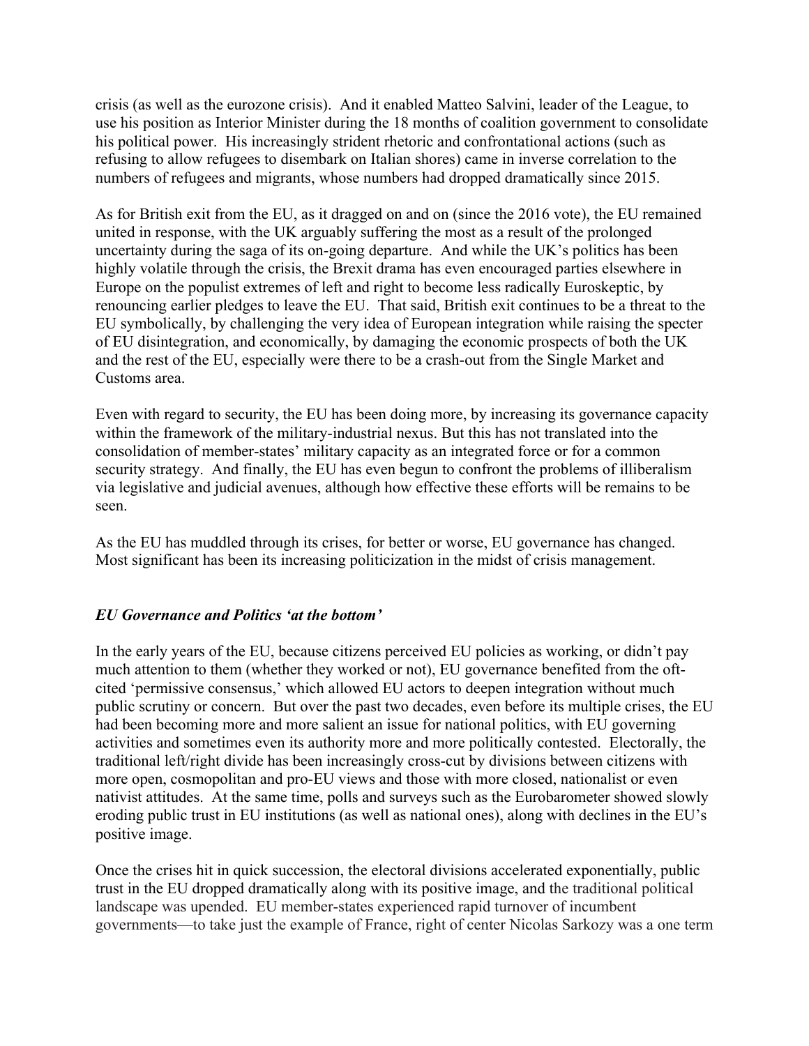crisis (as well as the eurozone crisis). And it enabled Matteo Salvini, leader of the League, to use his position as Interior Minister during the 18 months of coalition government to consolidate his political power. His increasingly strident rhetoric and confrontational actions (such as refusing to allow refugees to disembark on Italian shores) came in inverse correlation to the numbers of refugees and migrants, whose numbers had dropped dramatically since 2015.

As for British exit from the EU, as it dragged on and on (since the 2016 vote), the EU remained united in response, with the UK arguably suffering the most as a result of the prolonged uncertainty during the saga of its on-going departure. And while the UK's politics has been highly volatile through the crisis, the Brexit drama has even encouraged parties elsewhere in Europe on the populist extremes of left and right to become less radically Euroskeptic, by renouncing earlier pledges to leave the EU. That said, British exit continues to be a threat to the EU symbolically, by challenging the very idea of European integration while raising the specter of EU disintegration, and economically, by damaging the economic prospects of both the UK and the rest of the EU, especially were there to be a crash-out from the Single Market and Customs area.

Even with regard to security, the EU has been doing more, by increasing its governance capacity within the framework of the military-industrial nexus. But this has not translated into the consolidation of member-states' military capacity as an integrated force or for a common security strategy. And finally, the EU has even begun to confront the problems of illiberalism via legislative and judicial avenues, although how effective these efforts will be remains to be seen.

As the EU has muddled through its crises, for better or worse, EU governance has changed. Most significant has been its increasing politicization in the midst of crisis management.

### *EU Governance and Politics 'at the bottom'*

In the early years of the EU, because citizens perceived EU policies as working, or didn't pay much attention to them (whether they worked or not), EU governance benefited from the oft-cited 'permissive consensus,' which allowed EU actors to deepen integration without much public scrutiny or concern. But over the past two decades, even before its multiple crises, the EU had been becoming more and more salient an issue for national politics, with EU governing activities and sometimes even its authority more and more politically contested. Electorally, the traditional left/right divide has been increasingly cross-cut by divisions between citizens with more open, cosmopolitan and pro-EU views and those with more closed, nationalist or even nativist attitudes. At the same time, polls and surveys such as the Eurobarometer showed slowly eroding public trust in EU institutions (as well as national ones), along with declines in the EU's positive image.

Once the crises hit in quick succession, the electoral divisions accelerated exponentially, public trust in the EU dropped dramatically along with its positive image, and the traditional political landscape was upended. EU member-states experienced rapid turnover of incumbent governments—to take just the example of France, right of center Nicolas Sarkozy was a one term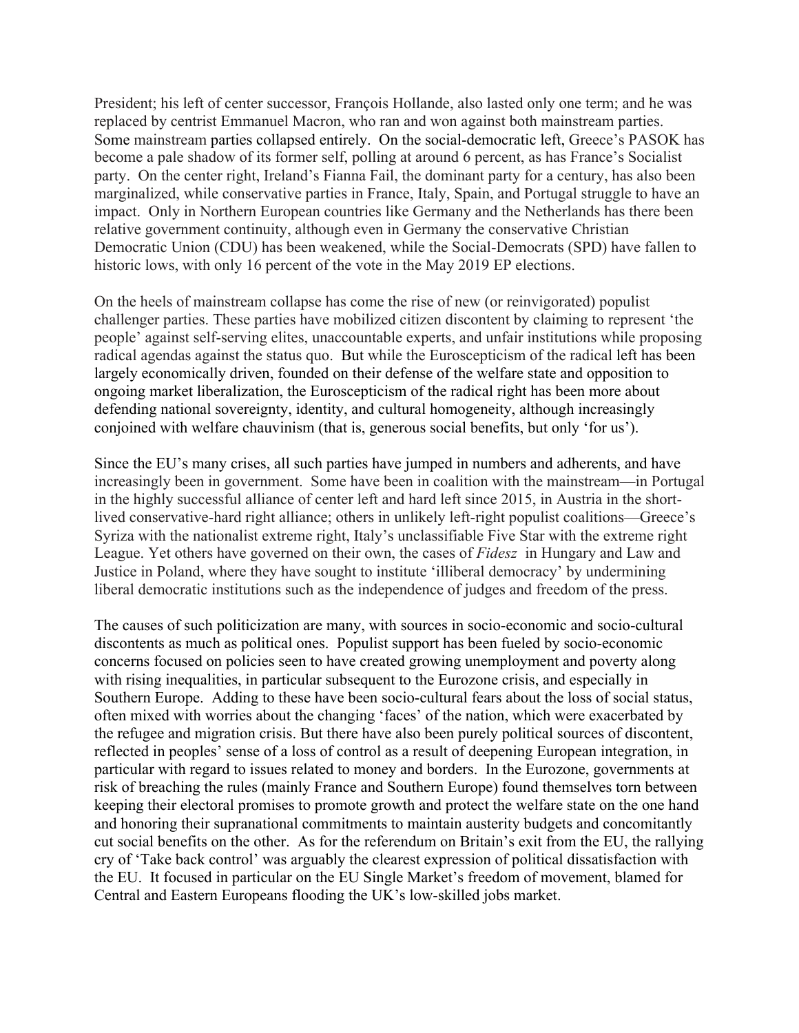President; his left of center successor, François Hollande, also lasted only one term; and he was replaced by centrist Emmanuel Macron, who ran and won against both mainstream parties. Some mainstream parties collapsed entirely. On the social-democratic left, Greece's PASOK has become a pale shadow of its former self, polling at around 6 percent, as has France's Socialist party. On the center right, Ireland's Fianna Fail, the dominant party for a century, has also been marginalized, while conservative parties in France, Italy, Spain, and Portugal struggle to have an impact. Only in Northern European countries like Germany and the Netherlands has there been relative government continuity, although even in Germany the conservative Christian Democratic Union (CDU) has been weakened, while the Social-Democrats (SPD) have fallen to historic lows, with only 16 percent of the vote in the May 2019 EP elections.

On the heels of mainstream collapse has come the rise of new (or reinvigorated) populist challenger parties. These parties have mobilized citizen discontent by claiming to represent 'the people' against self-serving elites, unaccountable experts, and unfair institutions while proposing radical agendas against the status quo. But while the Euroscepticism of the radical left has been largely economically driven, founded on their defense of the welfare state and opposition to ongoing market liberalization, the Euroscepticism of the radical right has been more about defending national sovereignty, identity, and cultural homogeneity, although increasingly conjoined with welfare chauvinism (that is, generous social benefits, but only 'for us').

Since the EU's many crises, all such parties have jumped in numbers and adherents, and have increasingly been in government. Some have been in coalition with the mainstream—in Portugal in the highly successful alliance of center left and hard left since 2015, in Austria in the short-lived conservative-hard right alliance; others in unlikely left-right populist coalitions—Greece's Syriza with the nationalist extreme right, Italy's unclassifiable Five Star with the extreme right League. Yet others have governed on their own, the cases of *Fidesz* in Hungary and Law and Justice in Poland, where they have sought to institute 'illiberal democracy' by undermining liberal democratic institutions such as the independence of judges and freedom of the press.

The causes of such politicization are many, with sources in socio-economic and socio-cultural discontents as much as political ones. Populist support has been fueled by socio-economic concerns focused on policies seen to have created growing unemployment and poverty along with rising inequalities, in particular subsequent to the Eurozone crisis, and especially in Southern Europe. Adding to these have been socio-cultural fears about the loss of social status, often mixed with worries about the changing 'faces' of the nation, which were exacerbated by the refugee and migration crisis. But there have also been purely political sources of discontent, reflected in peoples' sense of a loss of control as a result of deepening European integration, in particular with regard to issues related to money and borders. In the Eurozone, governments at risk of breaching the rules (mainly France and Southern Europe) found themselves torn between keeping their electoral promises to promote growth and protect the welfare state on the one hand and honoring their supranational commitments to maintain austerity budgets and concomitantly cut social benefits on the other. As for the referendum on Britain's exit from the EU, the rallying cry of 'Take back control' was arguably the clearest expression of political dissatisfaction with the EU. It focused in particular on the EU Single Market's freedom of movement, blamed for Central and Eastern Europeans flooding the UK's low-skilled jobs market.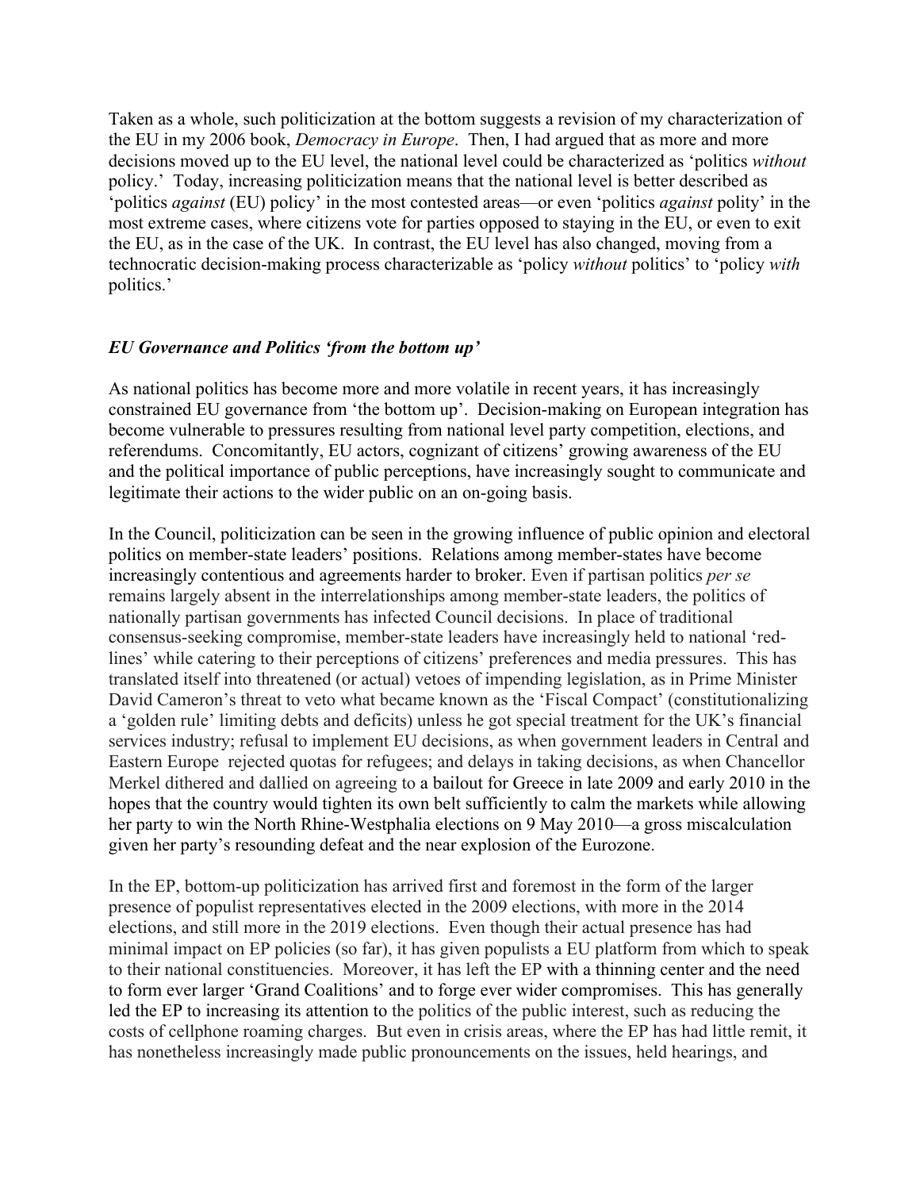Taken as a whole, such politicization at the bottom suggests a revision of my characterization of the EU in my 2006 book, *Democracy in Europe*. Then, I had argued that as more and more decisions moved up to the EU level, the national level could be characterized as 'politics *without* policy.' Today, increasing politicization means that the national level is better described as 'politics *against* (EU) policy' in the most contested areas—or even 'politics *against* polity' in the most extreme cases, where citizens vote for parties opposed to staying in the EU, or even to exit the EU, as in the case of the UK. In contrast, the EU level has also changed, moving from a technocratic decision-making process characterizable as 'policy *without* politics' to 'policy *with* politics.'

### *EU Governance and Politics 'from the bottom up'*

As national politics has become more and more volatile in recent years, it has increasingly constrained EU governance from 'the bottom up'. Decision-making on European integration has become vulnerable to pressures resulting from national level party competition, elections, and referendums. Concomitantly, EU actors, cognizant of citizens' growing awareness of the EU and the political importance of public perceptions, have increasingly sought to communicate and legitimate their actions to the wider public on an on-going basis.

In the Council, politicization can be seen in the growing influence of public opinion and electoral politics on member-state leaders' positions. Relations among member-states have become increasingly contentious and agreements harder to broker. Even if partisan politics *per se* remains largely absent in the interrelationships among member-state leaders, the politics of nationally partisan governments has infected Council decisions. In place of traditional consensus-seeking compromise, member-state leaders have increasingly held to national 'red-lines' while catering to their perceptions of citizens' preferences and media pressures. This has translated itself into threatened (or actual) vetoes of impending legislation, as in Prime Minister David Cameron's threat to veto what became known as the 'Fiscal Compact' (constitutionalizing a 'golden rule' limiting debts and deficits) unless he got special treatment for the UK's financial services industry; refusal to implement EU decisions, as when government leaders in Central and Eastern Europe rejected quotas for refugees; and delays in taking decisions, as when Chancellor Merkel dithered and dallied on agreeing to a bailout for Greece in late 2009 and early 2010 in the hopes that the country would tighten its own belt sufficiently to calm the markets while allowing her party to win the North Rhine-Westphalia elections on 9 May 2010—a gross miscalculation given her party's resounding defeat and the near explosion of the Eurozone.

In the EP, bottom-up politicization has arrived first and foremost in the form of the larger presence of populist representatives elected in the 2009 elections, with more in the 2014 elections, and still more in the 2019 elections. Even though their actual presence has had minimal impact on EP policies (so far), it has given populists a EU platform from which to speak to their national constituencies. Moreover, it has left the EP with a thinning center and the need to form ever larger 'Grand Coalitions' and to forge ever wider compromises. This has generally led the EP to increasing its attention to the politics of the public interest, such as reducing the costs of cellphone roaming charges. But even in crisis areas, where the EP has had little remit, it has nonetheless increasingly made public pronouncements on the issues, held hearings, and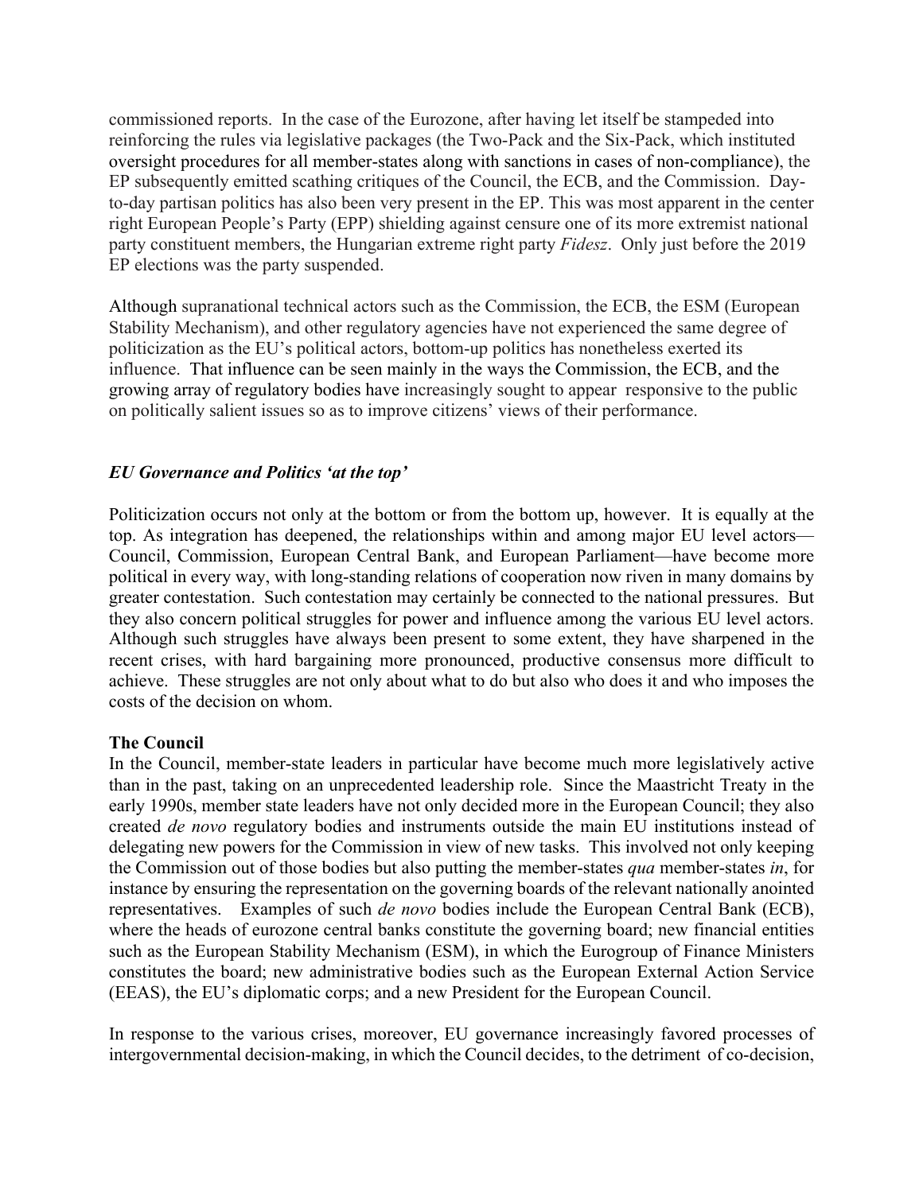commissioned reports. In the case of the Eurozone, after having let itself be stampeded into reinforcing the rules via legislative packages (the Two-Pack and the Six-Pack, which instituted oversight procedures for all member-states along with sanctions in cases of non-compliance), the EP subsequently emitted scathing critiques of the Council, the ECB, and the Commission. Day-to-day partisan politics has also been very present in the EP. This was most apparent in the center right European People's Party (EPP) shielding against censure one of its more extremist national party constituent members, the Hungarian extreme right party *Fidesz*. Only just before the 2019 EP elections was the party suspended.

Although supranational technical actors such as the Commission, the ECB, the ESM (European Stability Mechanism), and other regulatory agencies have not experienced the same degree of politicization as the EU's political actors, bottom-up politics has nonetheless exerted its influence. That influence can be seen mainly in the ways the Commission, the ECB, and the growing array of regulatory bodies have increasingly sought to appear responsive to the public on politically salient issues so as to improve citizens' views of their performance.

### *EU Governance and Politics 'at the top'*

Politicization occurs not only at the bottom or from the bottom up, however. It is equally at the top. As integration has deepened, the relationships within and among major EU level actors—Council, Commission, European Central Bank, and European Parliament—have become more political in every way, with long-standing relations of cooperation now riven in many domains by greater contestation. Such contestation may certainly be connected to the national pressures. But they also concern political struggles for power and influence among the various EU level actors. Although such struggles have always been present to some extent, they have sharpened in the recent crises, with hard bargaining more pronounced, productive consensus more difficult to achieve. These struggles are not only about what to do but also who does it and who imposes the costs of the decision on whom.

#### **The Council**

In the Council, member-state leaders in particular have become much more legislatively active than in the past, taking on an unprecedented leadership role. Since the Maastricht Treaty in the early 1990s, member state leaders have not only decided more in the European Council; they also created *de novo* regulatory bodies and instruments outside the main EU institutions instead of delegating new powers for the Commission in view of new tasks. This involved not only keeping the Commission out of those bodies but also putting the member-states *qua* member-states *in*, for instance by ensuring the representation on the governing boards of the relevant nationally anointed representatives. Examples of such *de novo* bodies include the European Central Bank (ECB), where the heads of eurozone central banks constitute the governing board; new financial entities such as the European Stability Mechanism (ESM), in which the Eurogroup of Finance Ministers constitutes the board; new administrative bodies such as the European External Action Service (EEAS), the EU's diplomatic corps; and a new President for the European Council.

In response to the various crises, moreover, EU governance increasingly favored processes of intergovernmental decision-making, in which the Council decides, to the detriment of co-decision,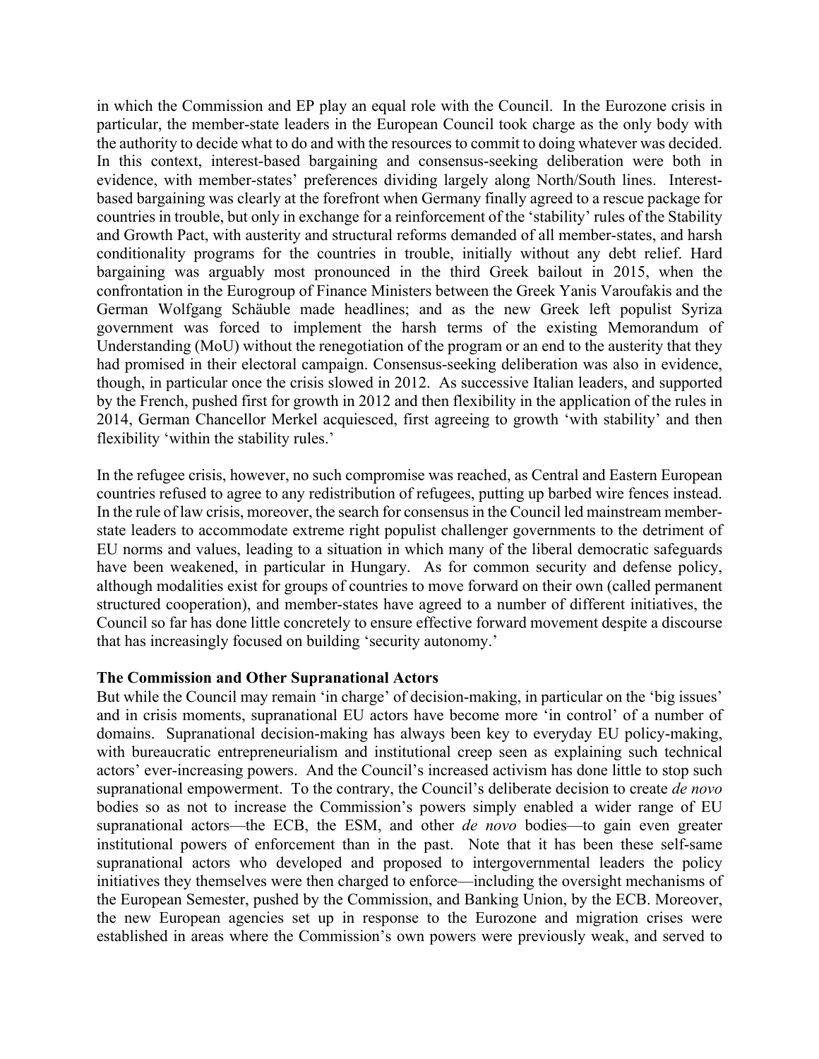in which the Commission and EP play an equal role with the Council. In the Eurozone crisis in particular, the member-state leaders in the European Council took charge as the only body with the authority to decide what to do and with the resources to commit to doing whatever was decided. In this context, interest-based bargaining and consensus-seeking deliberation were both in evidence, with member-states' preferences dividing largely along North/South lines. Interest-based bargaining was clearly at the forefront when Germany finally agreed to a rescue package for countries in trouble, but only in exchange for a reinforcement of the 'stability' rules of the Stability and Growth Pact, with austerity and structural reforms demanded of all member-states, and harsh conditionality programs for the countries in trouble, initially without any debt relief. Hard bargaining was arguably most pronounced in the third Greek bailout in 2015, when the confrontation in the Eurogroup of Finance Ministers between the Greek Yanis Varoufakis and the German Wolfgang Schäuble made headlines; and as the new Greek left populist Syriza government was forced to implement the harsh terms of the existing Memorandum of Understanding (MoU) without the renegotiation of the program or an end to the austerity that they had promised in their electoral campaign. Consensus-seeking deliberation was also in evidence, though, in particular once the crisis slowed in 2012. As successive Italian leaders, and supported by the French, pushed first for growth in 2012 and then flexibility in the application of the rules in 2014, German Chancellor Merkel acquiesced, first agreeing to growth 'with stability' and then flexibility 'within the stability rules.'

In the refugee crisis, however, no such compromise was reached, as Central and Eastern European countries refused to agree to any redistribution of refugees, putting up barbed wire fences instead. In the rule of law crisis, moreover, the search for consensus in the Council led mainstream member-state leaders to accommodate extreme right populist challenger governments to the detriment of EU norms and values, leading to a situation in which many of the liberal democratic safeguards have been weakened, in particular in Hungary. As for common security and defense policy, although modalities exist for groups of countries to move forward on their own (called permanent structured cooperation), and member-states have agreed to a number of different initiatives, the Council so far has done little concretely to ensure effective forward movement despite a discourse that has increasingly focused on building 'security autonomy.'

**The Commission and Other Supranational Actors**

But while the Council may remain 'in charge' of decision-making, in particular on the 'big issues' and in crisis moments, supranational EU actors have become more 'in control' of a number of domains. Supranational decision-making has always been key to everyday EU policy-making, with bureaucratic entrepreneurialism and institutional creep seen as explaining such technical actors' ever-increasing powers. And the Council's increased activism has done little to stop such supranational empowerment. To the contrary, the Council's deliberate decision to create *de novo* bodies so as not to increase the Commission's powers simply enabled a wider range of EU supranational actors—the ECB, the ESM, and other *de novo* bodies—to gain even greater institutional powers of enforcement than in the past. Note that it has been these self-same supranational actors who developed and proposed to intergovernmental leaders the policy initiatives they themselves were then charged to enforce—including the oversight mechanisms of the European Semester, pushed by the Commission, and Banking Union, by the ECB. Moreover, the new European agencies set up in response to the Eurozone and migration crises were established in areas where the Commission's own powers were previously weak, and served to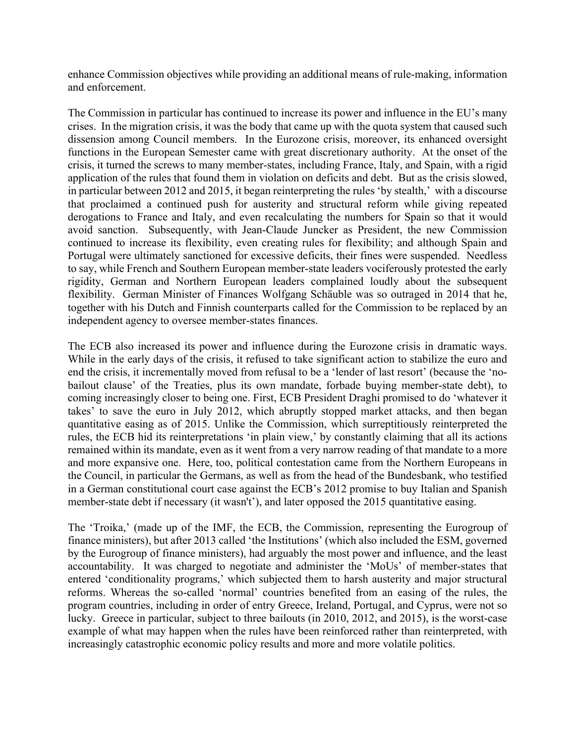enhance Commission objectives while providing an additional means of rule-making, information and enforcement.

The Commission in particular has continued to increase its power and influence in the EU's many crises. In the migration crisis, it was the body that came up with the quota system that caused such dissension among Council members. In the Eurozone crisis, moreover, its enhanced oversight functions in the European Semester came with great discretionary authority. At the onset of the crisis, it turned the screws to many member-states, including France, Italy, and Spain, with a rigid application of the rules that found them in violation on deficits and debt. But as the crisis slowed, in particular between 2012 and 2015, it began reinterpreting the rules 'by stealth,' with a discourse that proclaimed a continued push for austerity and structural reform while giving repeated derogations to France and Italy, and even recalculating the numbers for Spain so that it would avoid sanction. Subsequently, with Jean-Claude Juncker as President, the new Commission continued to increase its flexibility, even creating rules for flexibility; and although Spain and Portugal were ultimately sanctioned for excessive deficits, their fines were suspended. Needless to say, while French and Southern European member-state leaders vociferously protested the early rigidity, German and Northern European leaders complained loudly about the subsequent flexibility. German Minister of Finances Wolfgang Schäuble was so outraged in 2014 that he, together with his Dutch and Finnish counterparts called for the Commission to be replaced by an independent agency to oversee member-states finances.

The ECB also increased its power and influence during the Eurozone crisis in dramatic ways. While in the early days of the crisis, it refused to take significant action to stabilize the euro and end the crisis, it incrementally moved from refusal to be a 'lender of last resort' (because the 'no-bailout clause' of the Treaties, plus its own mandate, forbade buying member-state debt), to coming increasingly closer to being one. First, ECB President Draghi promised to do 'whatever it takes' to save the euro in July 2012, which abruptly stopped market attacks, and then began quantitative easing as of 2015. Unlike the Commission, which surreptitiously reinterpreted the rules, the ECB hid its reinterpretations 'in plain view,' by constantly claiming that all its actions remained within its mandate, even as it went from a very narrow reading of that mandate to a more and more expansive one. Here, too, political contestation came from the Northern Europeans in the Council, in particular the Germans, as well as from the head of the Bundesbank, who testified in a German constitutional court case against the ECB's 2012 promise to buy Italian and Spanish member-state debt if necessary (it wasn't'), and later opposed the 2015 quantitative easing.

The 'Troika,' (made up of the IMF, the ECB, the Commission, representing the Eurogroup of finance ministers), but after 2013 called 'the Institutions' (which also included the ESM, governed by the Eurogroup of finance ministers), had arguably the most power and influence, and the least accountability. It was charged to negotiate and administer the 'MoUs' of member-states that entered 'conditionality programs,' which subjected them to harsh austerity and major structural reforms. Whereas the so-called 'normal' countries benefited from an easing of the rules, the program countries, including in order of entry Greece, Ireland, Portugal, and Cyprus, were not so lucky. Greece in particular, subject to three bailouts (in 2010, 2012, and 2015), is the worst-case example of what may happen when the rules have been reinforced rather than reinterpreted, with increasingly catastrophic economic policy results and more and more volatile politics.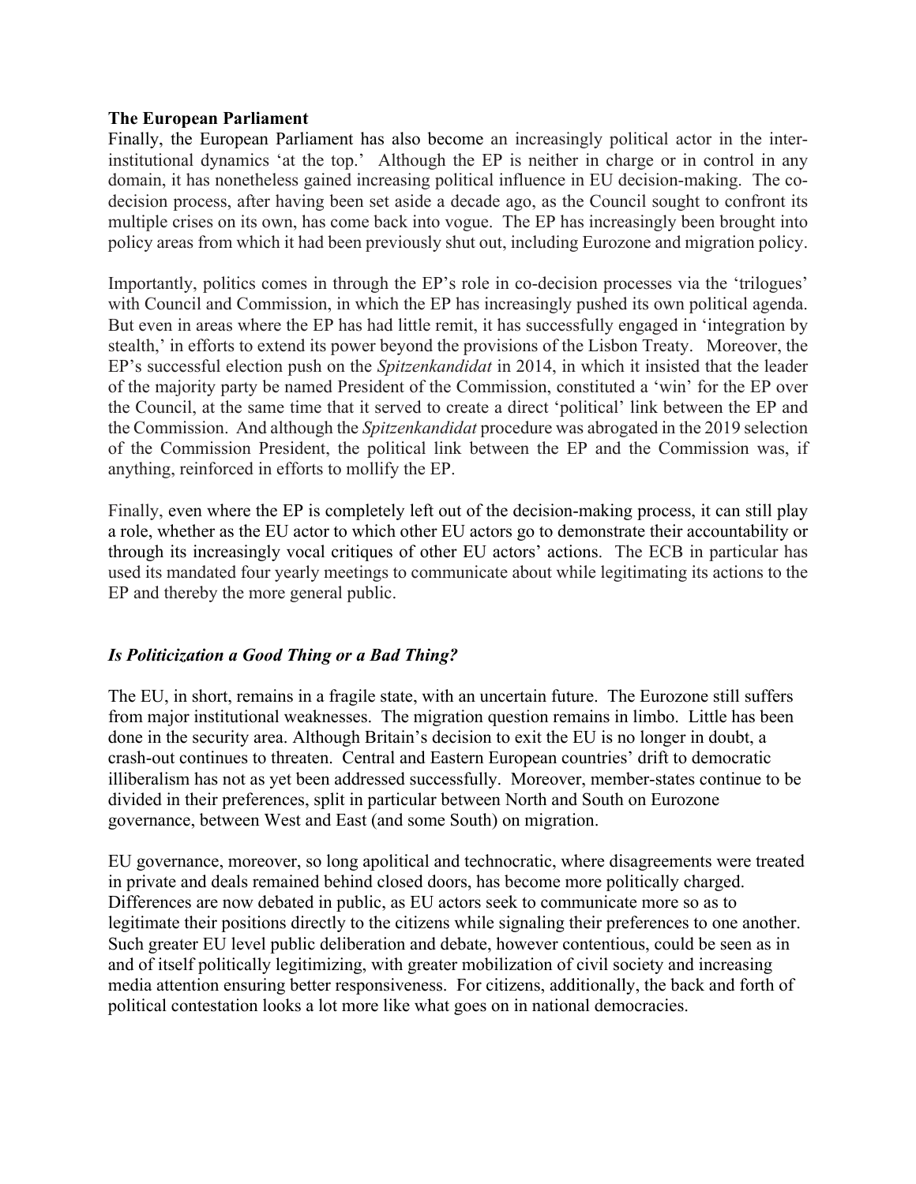**The European Parliament**

Finally, the European Parliament has also become an increasingly political actor in the inter-institutional dynamics 'at the top.' Although the EP is neither in charge or in control in any domain, it has nonetheless gained increasing political influence in EU decision-making. The co-decision process, after having been set aside a decade ago, as the Council sought to confront its multiple crises on its own, has come back into vogue. The EP has increasingly been brought into policy areas from which it had been previously shut out, including Eurozone and migration policy.

Importantly, politics comes in through the EP's role in co-decision processes via the 'trilogues' with Council and Commission, in which the EP has increasingly pushed its own political agenda. But even in areas where the EP has had little remit, it has successfully engaged in 'integration by stealth,' in efforts to extend its power beyond the provisions of the Lisbon Treaty. Moreover, the EP's successful election push on the *Spitzenkandidat* in 2014, in which it insisted that the leader of the majority party be named President of the Commission, constituted a 'win' for the EP over the Council, at the same time that it served to create a direct 'political' link between the EP and the Commission. And although the *Spitzenkandidat* procedure was abrogated in the 2019 selection of the Commission President, the political link between the EP and the Commission was, if anything, reinforced in efforts to mollify the EP.

Finally, even where the EP is completely left out of the decision-making process, it can still play a role, whether as the EU actor to which other EU actors go to demonstrate their accountability or through its increasingly vocal critiques of other EU actors' actions. The ECB in particular has used its mandated four yearly meetings to communicate about while legitimating its actions to the EP and thereby the more general public.

## ***Is Politicization a Good Thing or a Bad Thing?***

The EU, in short, remains in a fragile state, with an uncertain future. The Eurozone still suffers from major institutional weaknesses. The migration question remains in limbo. Little has been done in the security area. Although Britain's decision to exit the EU is no longer in doubt, a crash-out continues to threaten. Central and Eastern European countries' drift to democratic illiberalism has not as yet been addressed successfully. Moreover, member-states continue to be divided in their preferences, split in particular between North and South on Eurozone governance, between West and East (and some South) on migration.

EU governance, moreover, so long apolitical and technocratic, where disagreements were treated in private and deals remained behind closed doors, has become more politically charged. Differences are now debated in public, as EU actors seek to communicate more so as to legitimate their positions directly to the citizens while signaling their preferences to one another. Such greater EU level public deliberation and debate, however contentious, could be seen as in and of itself politically legitimizing, with greater mobilization of civil society and increasing media attention ensuring better responsiveness. For citizens, additionally, the back and forth of political contestation looks a lot more like what goes on in national democracies.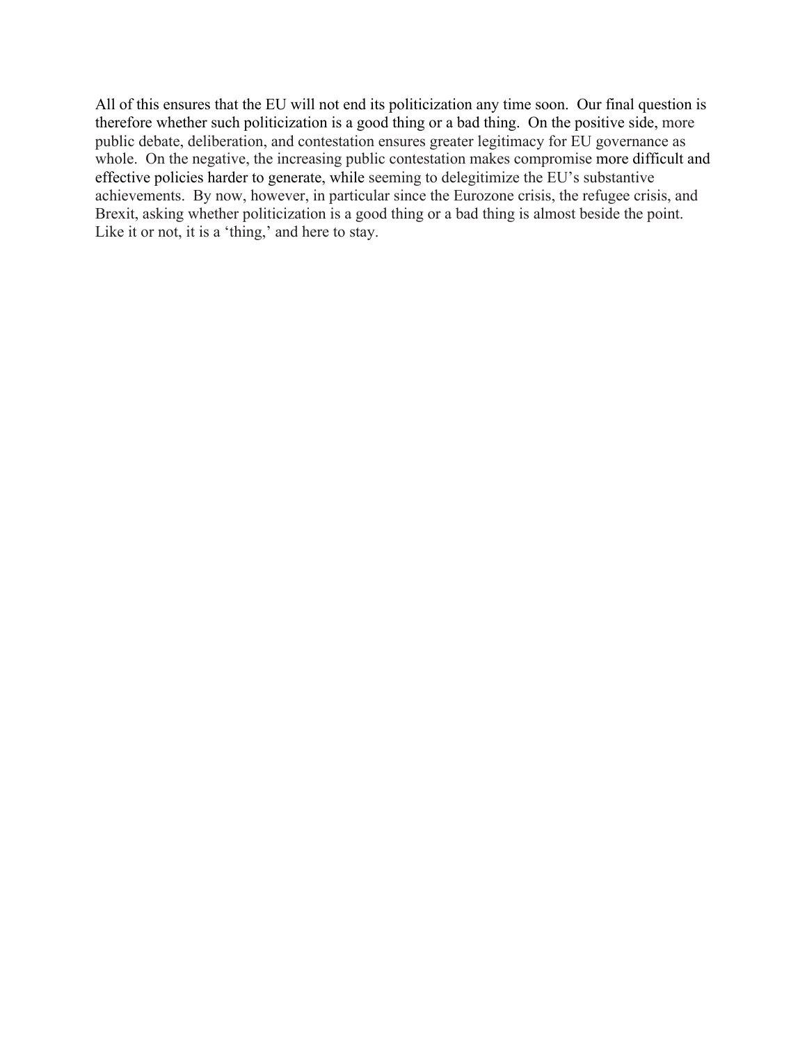All of this ensures that the EU will not end its politicization any time soon. Our final question is therefore whether such politicization is a good thing or a bad thing. On the positive side, more public debate, deliberation, and contestation ensures greater legitimacy for EU governance as whole. On the negative, the increasing public contestation makes compromise more difficult and effective policies harder to generate, while seeming to delegitimize the EU's substantive achievements. By now, however, in particular since the Eurozone crisis, the refugee crisis, and Brexit, asking whether politicization is a good thing or a bad thing is almost beside the point. Like it or not, it is a 'thing,' and here to stay.